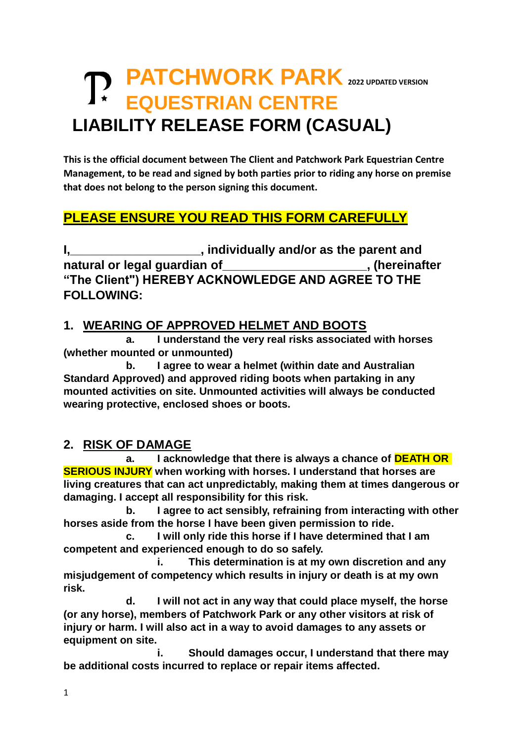# PATCHWORK PARK EQUESTRIAN CENTRE

2022 UPDATED VERSION

# LIABILITY RELEASE FORM (CASUAL)

**This is the official document between The Client and Patchwork Park Equestrian Centre Management, to be read and signed by both parties prior to riding any horse on premise that does not belong to the person signing this document.**

## PLEASE ENSURE YOU READ THIS FORM CAREFULLY

**I,\_\_\_\_\_\_\_\_\_\_\_\_\_\_\_\_\_\_\_\_, individually and/or as the parent and natural or legal guardian of\_\_\_\_\_\_\_\_\_\_\_\_\_\_\_\_\_\_\_\_\_\_, (hereinafter "The Client") HEREBY ACKNOWLEDGE AND AGREE TO THE FOLLOWING:**

## 1. WEARING OF APPROVED HELMET AND BOOTS

**a. I understand the very real risks associated with horses (whether mounted or unmounted)**

**b. I agree to wear a helmet (within date and Australian Standard Approved) and approved riding boots when partaking in any mounted activities on site. Unmounted activities will always be conducted wearing protective, enclosed shoes or boots.**

## 2. RISK OF DAMAGE

**a. I acknowledge that there is always a chance of DEATH OR SERIOUS INJURY when working with horses. I understand that horses are living creatures that can act unpredictably, making them at times dangerous or damaging. I accept all responsibility for this risk.**

**b. I agree to act sensibly, refraining from interacting with other horses aside from the horse I have been given permission to ride.**

**c. I will only ride this horse if I have determined that I am competent and experienced enough to do so safely.**

**i. This determination is at my own discretion and any misjudgement of competency which results in injury or death is at my own risk.**

**d. I will not act in any way that could place myself, the horse (or any horse), members of Patchwork Park or any other visitors at risk of injury or harm. I will also act in a way to avoid damages to any assets or equipment on site.**

**i. Should damages occur, I understand that there may be additional costs incurred to replace or repair items affected.**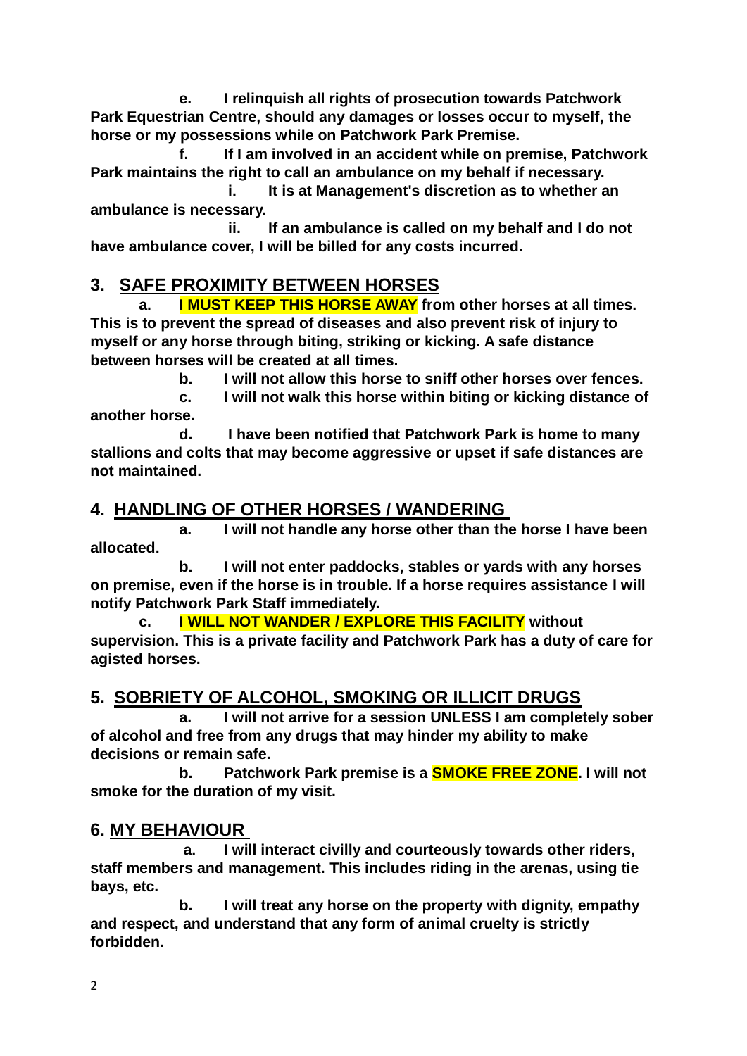**e. I relinquish all rights of prosecution towards Patchwork Park Equestrian Centre, should any damages or losses occur to myself, the horse or my possessions while on Patchwork Park Premise.**

**f. If I am involved in an accident while on premise, Patchwork Park maintains the right to call an ambulance on my behalf if necessary.**

**i. It is at Management's discretion as to whether an ambulance is necessary.**

**ii. If an ambulance is called on my behalf and I do not have ambulance cover, I will be billed for any costs incurred.**

## 3. SAFE PROXIMITY BETWEEN HORSES

**a. I MUST KEEP THIS HORSE AWAY from other horses at all times. This is to prevent the spread of diseases and also prevent risk of injury to myself or any horse through biting, striking or kicking. A safe distance between horses will be created at all times.**

**b. I will not allow this horse to sniff other horses over fences.**

**c. I will not walk this horse within biting or kicking distance of another horse.**

**d. I have been notified that Patchwork Park is home to many stallions and colts that may become aggressive or upset if safe distances are not maintained.**

## 4. HANDLING OF OTHER HORSES / WANDERING

**a. I will not handle any horse other than the horse I have been allocated.**

**b. I will not enter paddocks, stables or yards with any horses on premise, even if the horse is in trouble. If a horse requires assistance I will notify Patchwork Park Staff immediately.**

**c. I WILL NOT WANDER / EXPLORE THIS FACILITY without supervision. This is a private facility and Patchwork Park has a duty of care for agisted horses.**

## 5. SOBRIETY OF ALCOHOL, SMOKING OR ILLICIT DRUGS

**a. I will not arrive for a session UNLESS I am completely sober of alcohol and free from any drugs that may hinder my ability to make decisions or remain safe.**

**b. Patchwork Park premise is a SMOKE FREE ZONE. I will not smoke for the duration of my visit.**

## 6. MY BEHAVIOUR

**a. I will interact civilly and courteously towards other riders, staff members and management. This includes riding in the arenas, using tie bays, etc.**

**b. I will treat any horse on the property with dignity, empathy and respect, and understand that any form of animal cruelty is strictly forbidden.**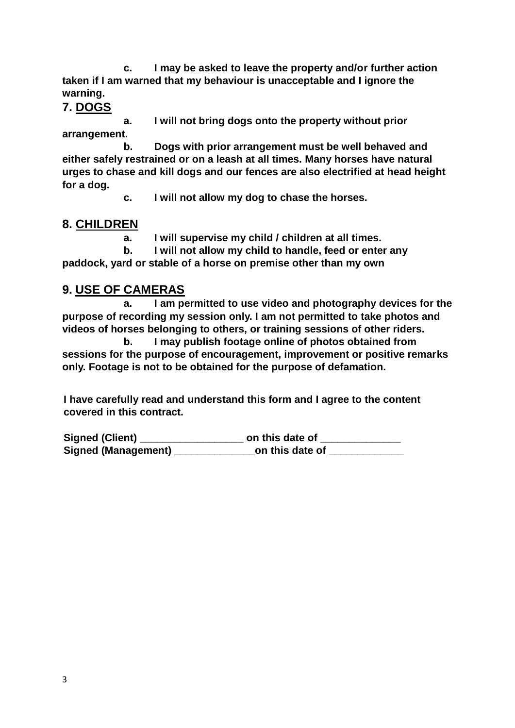**c. I may be asked to leave the property and/or further action taken if I am warned that my behaviour is unacceptable and I ignore the warning.**

## 7. DOGS

**a. I will not bring dogs onto the property without prior arrangement.**

**b. Dogs with prior arrangement must be well behaved and either safely restrained or on a leash at all times. Many horses have natural urges to chase and kill dogs and our fences are also electrified at head height for a dog.**

**c. I will not allow my dog to chase the horses.**

## 8. CHILDREN

**a. I will supervise my child / children at all times.**

**b. I will not allow my child to handle, feed or enter any paddock, yard or stable of a horse on premise other than my own**

## 9. USE OF CAMERAS

**a. I am permitted to use video and photography devices for the purpose of recording my session only. I am not permitted to take photos and videos of horses belonging to others, or training sessions of other riders.**

**b. I may publish footage online of photos obtained from sessions for the purpose of encouragement, improvement or positive remarks only. Footage is not to be obtained for the purpose of defamation.**

**I have carefully read and understand this form and I agree to the content covered in this contract.**

**Signed (Client) __________________ on this date of ______________**
**Signed (Management) ______________on this date of _____________**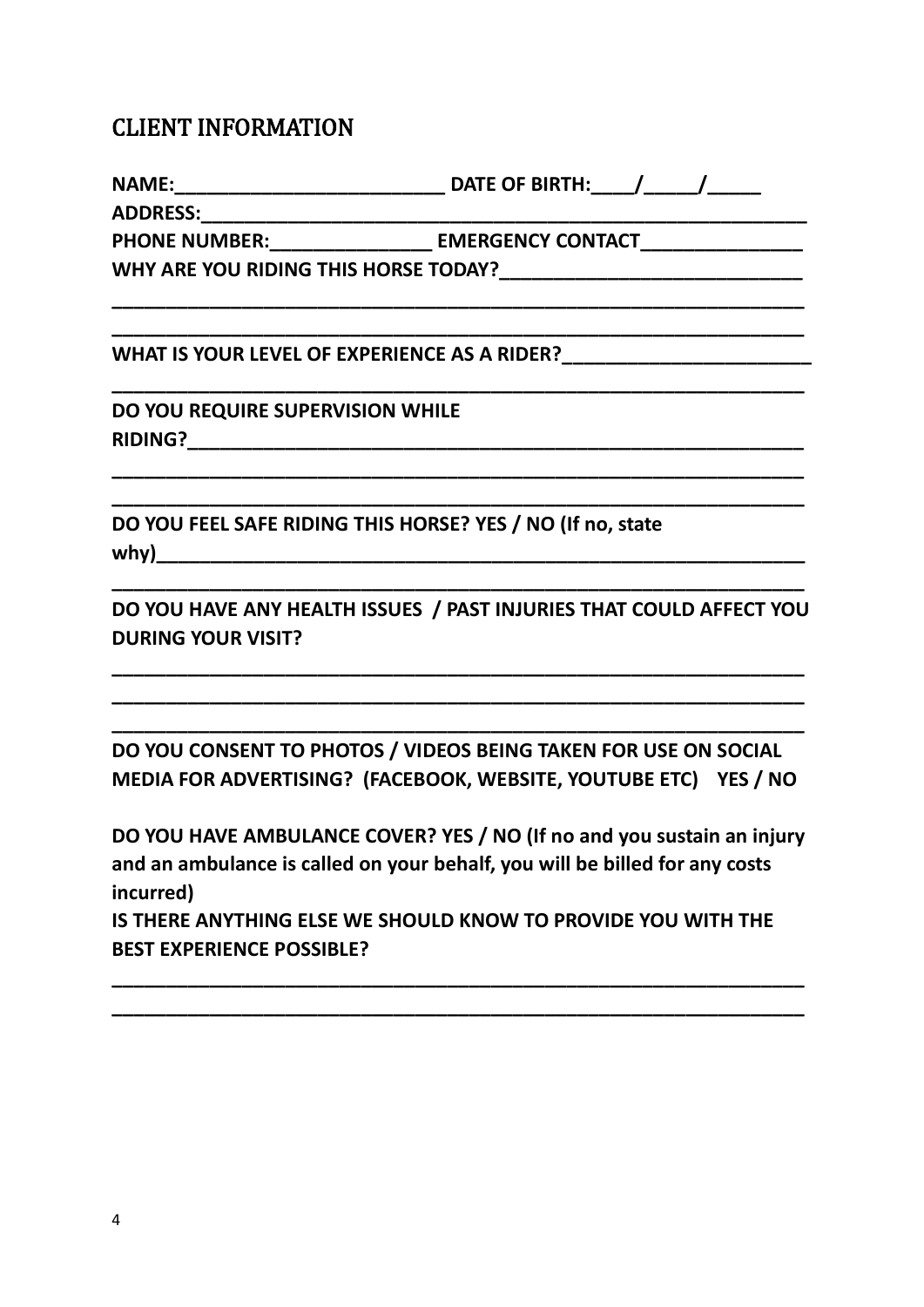# CLIENT INFORMATION

**NAME:_________________________ DATE OF BIRTH:____/_____/_____**
**ADDRESS:___________________________________________________________**
**PHONE NUMBER:_______________ EMERGENCY CONTACT_______________**
**WHY ARE YOU RIDING THIS HORSE TODAY?____________________________**
**_________________________________________________________________**
**_________________________________________________________________**
**WHAT IS YOUR LEVEL OF EXPERIENCE AS A RIDER?_______________________**
**_________________________________________________________________**
**DO YOU REQUIRE SUPERVISION WHILE RIDING?__________________________________________________________**
**_________________________________________________________________**
**_________________________________________________________________**
**DO YOU FEEL SAFE RIDING THIS HORSE? YES / NO (If no, state why)_______________________________________________________________**
**_________________________________________________________________**
**DO YOU HAVE ANY HEALTH ISSUES / PAST INJURIES THAT COULD AFFECT YOU DURING YOUR VISIT?**
**_________________________________________________________________**
**_________________________________________________________________**
**_________________________________________________________________**
**DO YOU CONSENT TO PHOTOS / VIDEOS BEING TAKEN FOR USE ON SOCIAL MEDIA FOR ADVERTISING? (FACEBOOK, WEBSITE, YOUTUBE ETC) YES / NO**

**DO YOU HAVE AMBULANCE COVER? YES / NO (If no and you sustain an injury and an ambulance is called on your behalf, you will be billed for any costs incurred)**
**IS THERE ANYTHING ELSE WE SHOULD KNOW TO PROVIDE YOU WITH THE BEST EXPERIENCE POSSIBLE?**
**_________________________________________________________________**
**_________________________________________________________________**